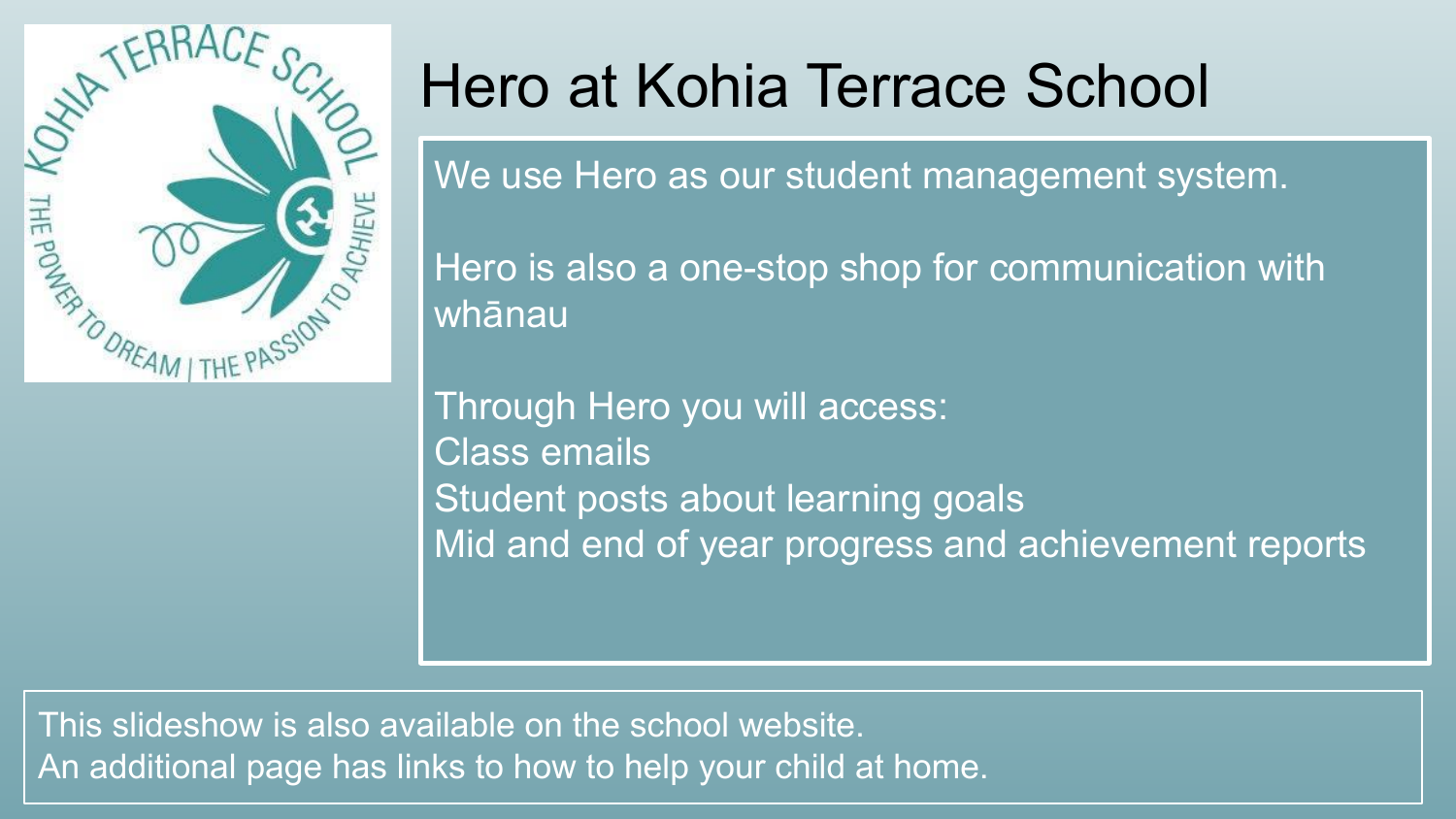# Hero at Kohia Terrace School

We use Hero as our student management system.

Hero is also a one-stop shop for communication with whānau

Through Hero you will access:
Class emails
Student posts about learning goals
Mid and end of year progress and achievement reports

This slideshow is also available on the school website.
An additional page has links to how to help your child at home.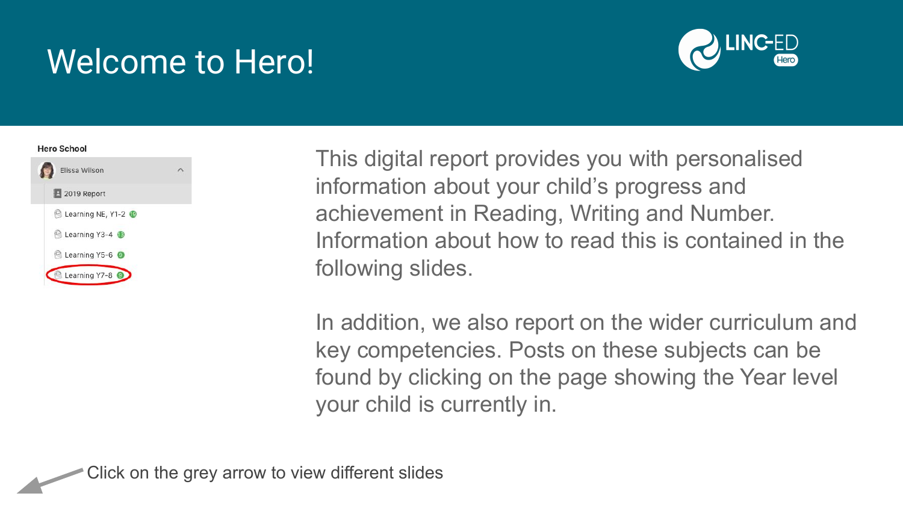# Welcome to Hero!

LINC-ED Hero

Hero School

Elissa Wilson

2019 Report

Learning NE, Y1-2

Learning Y3-4

Learning Y5-6

Learning Y7-8

This digital report provides you with personalised information about your child's progress and achievement in Reading, Writing and Number. Information about how to read this is contained in the following slides.

In addition, we also report on the wider curriculum and key competencies. Posts on these subjects can be found by clicking on the page showing the Year level your child is currently in.

Click on the grey arrow to view different slides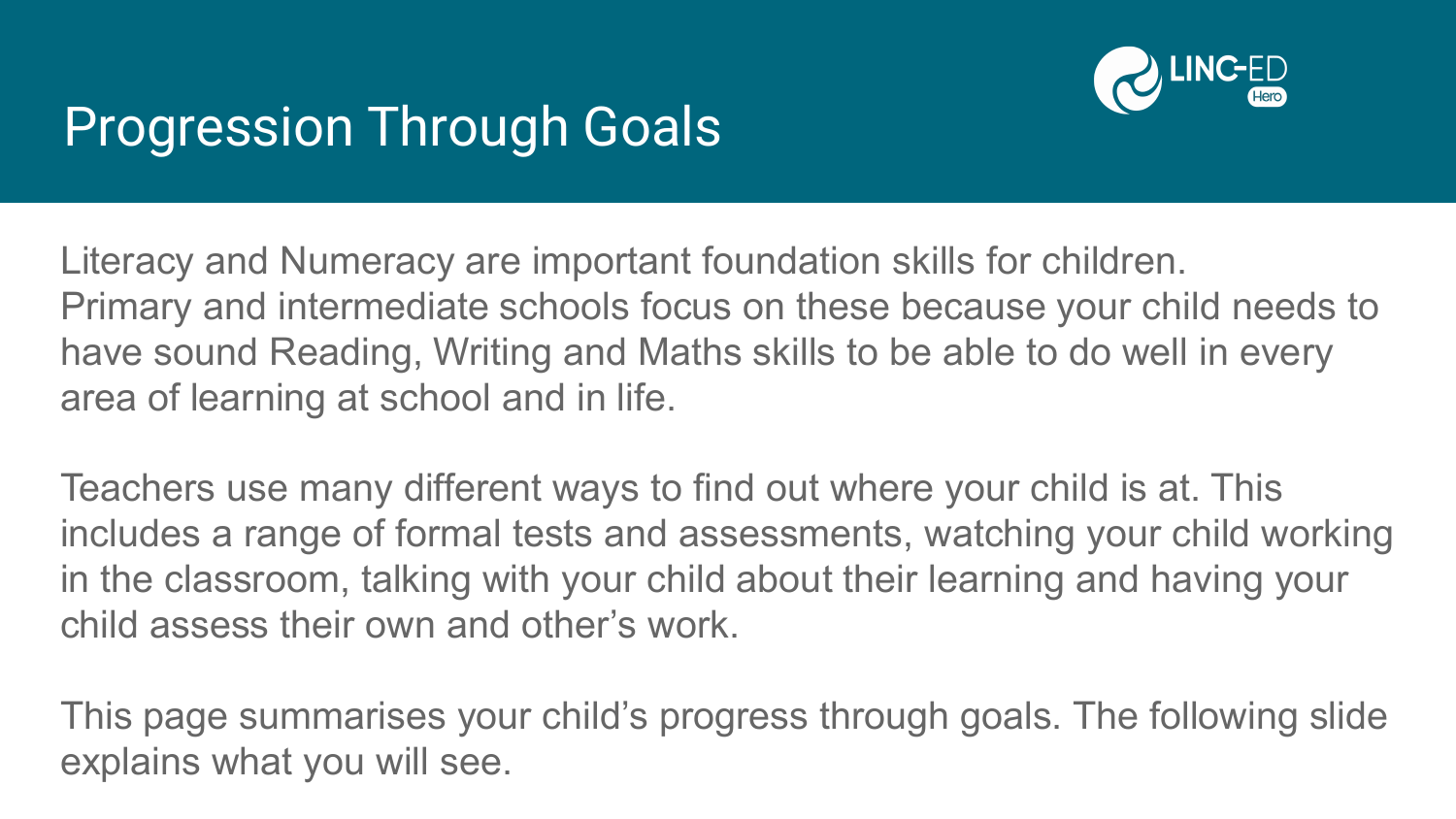# Progression Through Goals

LINC-ED Hero

Literacy and Numeracy are important foundation skills for children. Primary and intermediate schools focus on these because your child needs to have sound Reading, Writing and Maths skills to be able to do well in every area of learning at school and in life.

Teachers use many different ways to find out where your child is at. This includes a range of formal tests and assessments, watching your child working in the classroom, talking with your child about their learning and having your child assess their own and other's work.

This page summarises your child's progress through goals. The following slide explains what you will see.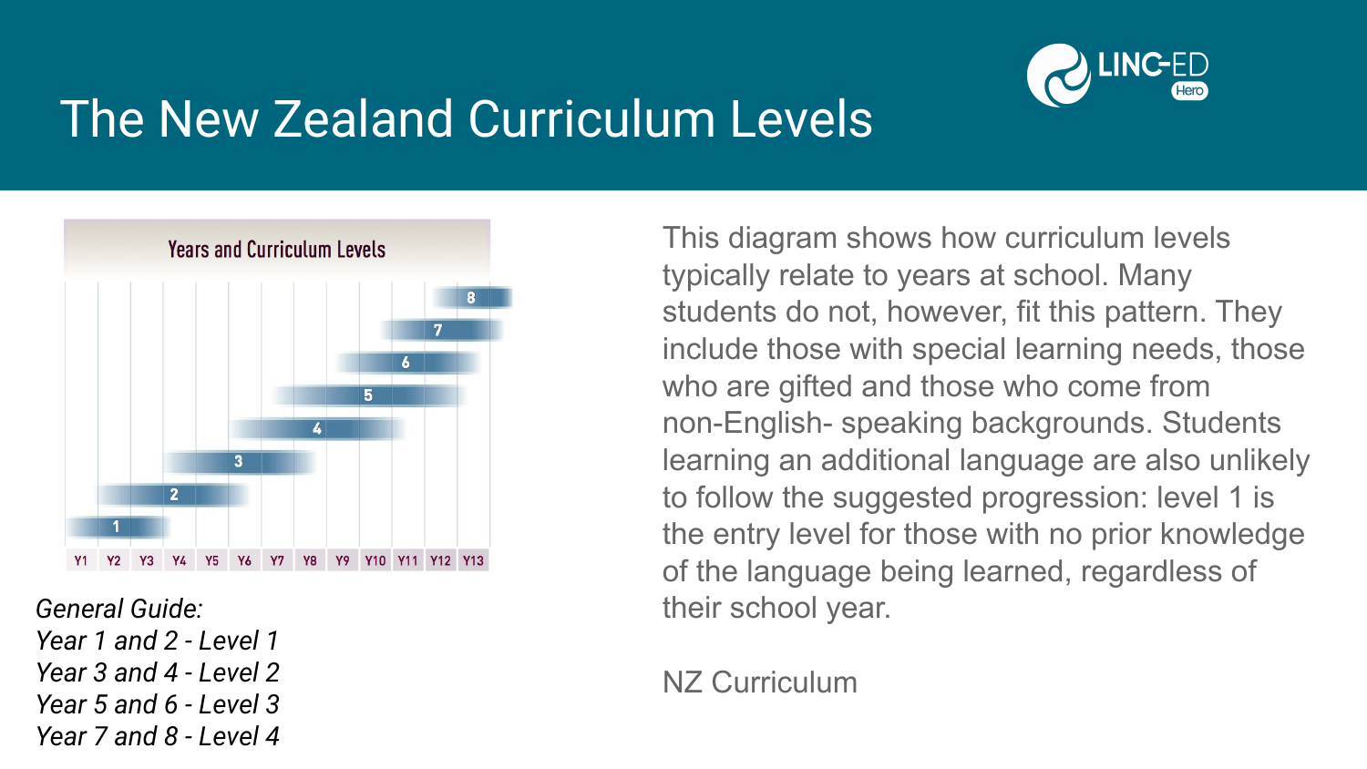# The New Zealand Curriculum Levels

LINC-ED Hero

Years and Curriculum Levels

8
7
6
5
4
3
2
1

Y1 Y2 Y3 Y4 Y5 Y6 Y7 Y8 Y9 Y10 Y11 Y12 Y13

*General Guide:*
*Year 1 and 2 - Level 1*
*Year 3 and 4 - Level 2*
*Year 5 and 6 - Level 3*
*Year 7 and 8 - Level 4*

This diagram shows how curriculum levels typically relate to years at school. Many students do not, however, fit this pattern. They include those with special learning needs, those who are gifted and those who come from non-English- speaking backgrounds. Students learning an additional language are also unlikely to follow the suggested progression: level 1 is the entry level for those with no prior knowledge of the language being learned, regardless of their school year.

NZ Curriculum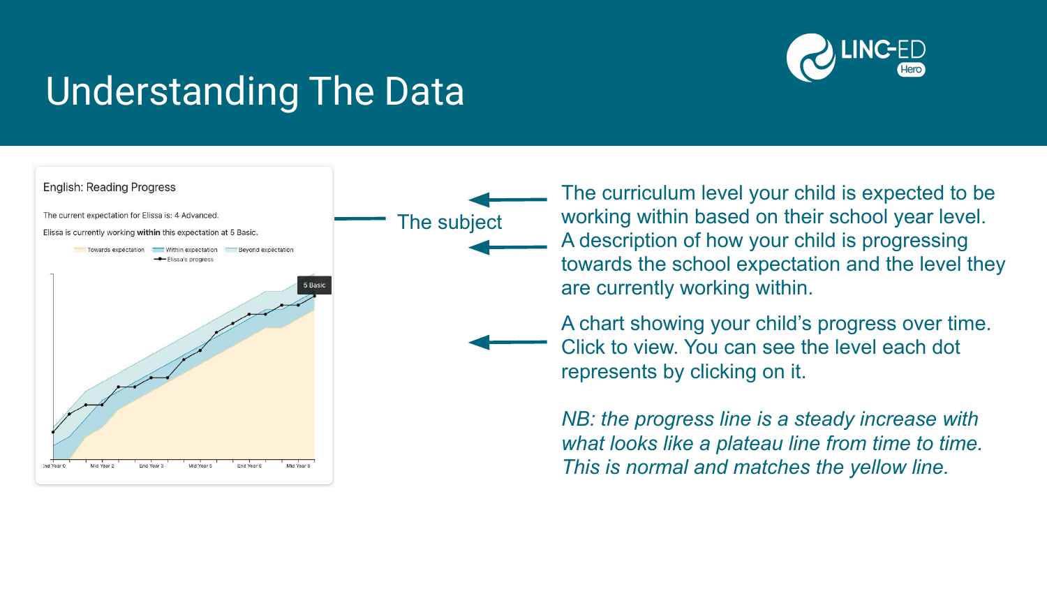# Understanding The Data

English: Reading Progress

The current expectation for Elissa is: 4 Advanced.

Elissa is currently working **within** this expectation at 5 Basic.

Towards expectation | Within expectation | Beyond expectation | Elissa's progress

5 Basic

End Year 0 | Mid Year 2 | End Year 3 | Mid Year 5 | End Year 6 | Mid Year 8

The subject

The curriculum level your child is expected to be working within based on their school year level.

A description of how your child is progressing towards the school expectation and the level they are currently working within.

A chart showing your child's progress over time. Click to view. You can see the level each dot represents by clicking on it.

*NB: the progress line is a steady increase with what looks like a plateau line from time to time. This is normal and matches the yellow line.*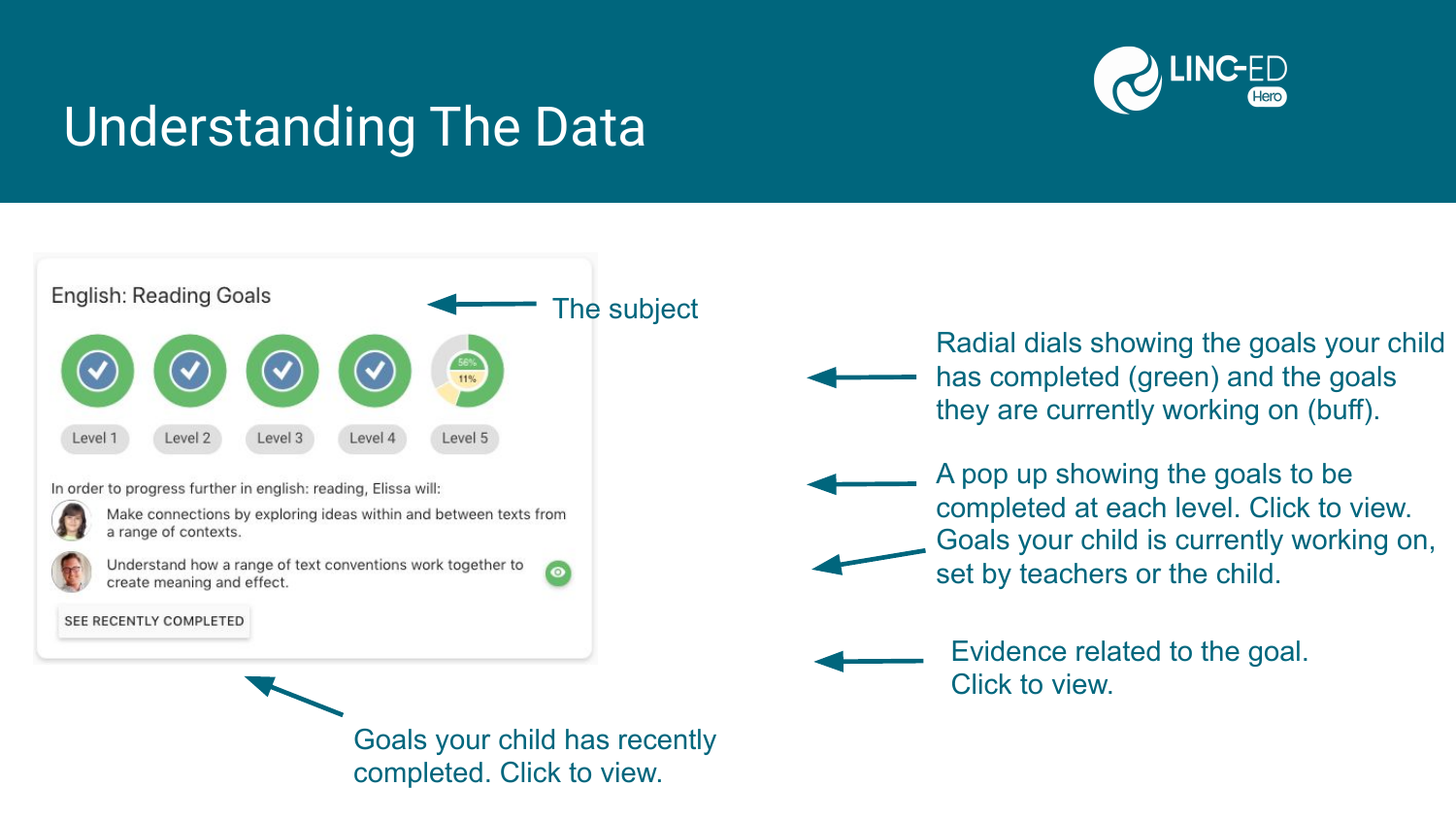# Understanding The Data

LINC-ED Hero

English: Reading Goals

56%
11%

Level 1
Level 2
Level 3
Level 4
Level 5

In order to progress further in english: reading, Elissa will:

Make connections by exploring ideas within and between texts from a range of contexts.

Understand how a range of text conventions work together to create meaning and effect.

SEE RECENTLY COMPLETED

The subject

Radial dials showing the goals your child has completed (green) and the goals they are currently working on (buff).

A pop up showing the goals to be completed at each level. Click to view.

Goals your child is currently working on, set by teachers or the child.

Evidence related to the goal. Click to view.

Goals your child has recently completed. Click to view.